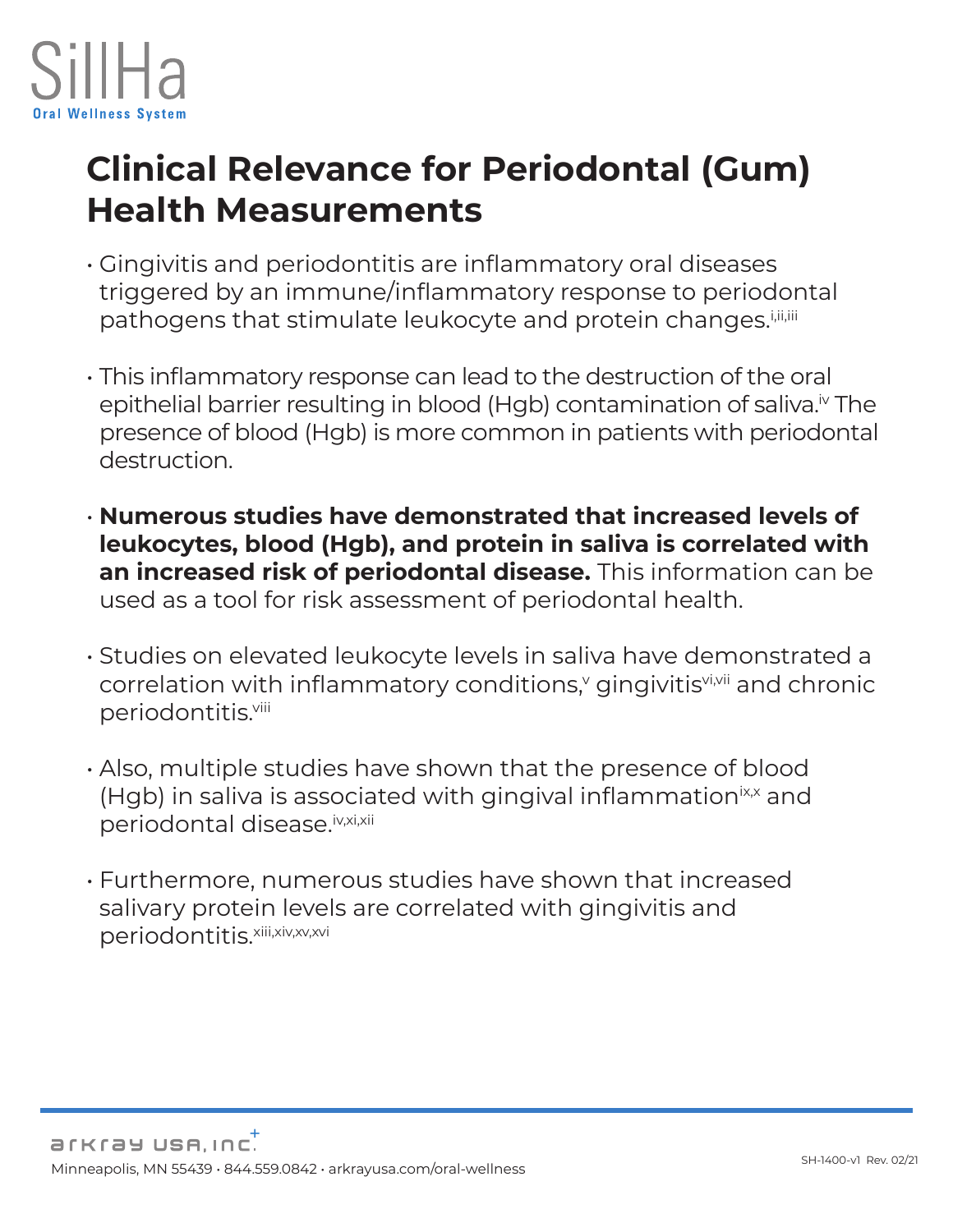SillHa

Oral Wellness System

# Clinical Relevance for Periodontal (Gum) Health Measurements

- Gingivitis and periodontitis are inflammatory oral diseases triggered by an immune/inflammatory response to periodontal pathogens that stimulate leukocyte and protein changes.[i,ii,iii]
- This inflammatory response can lead to the destruction of the oral epithelial barrier resulting in blood (Hgb) contamination of saliva.[iv] The presence of blood (Hgb) is more common in patients with periodontal destruction.
- **Numerous studies have demonstrated that increased levels of leukocytes, blood (Hgb), and protein in saliva is correlated with an increased risk of periodontal disease.** This information can be used as a tool for risk assessment of periodontal health.
- Studies on elevated leukocyte levels in saliva have demonstrated a correlation with inflammatory conditions,[v] gingivitis[vi,vii] and chronic periodontitis.[viii]
- Also, multiple studies have shown that the presence of blood (Hgb) in saliva is associated with gingival inflammation[ix,x] and periodontal disease.[iv,xi,xii]
- Furthermore, numerous studies have shown that increased salivary protein levels are correlated with gingivitis and periodontitis.[xiii,xiv,xv,xvi]

ARKRAY USA, INC.

Minneapolis, MN 55439 • 844.559.0842 • arkrayusa.com/oral-wellness

SH-1400-v1 Rev. 02/21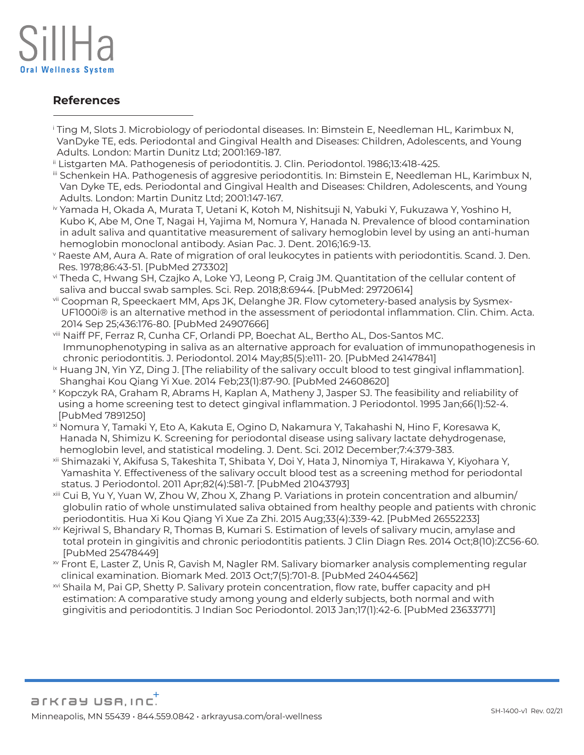SillHa
Oral Wellness System

## References

[i] Ting M, Slots J. Microbiology of periodontal diseases. In: Bimstein E, Needleman HL, Karimbux N, VanDyke TE, eds. Periodontal and Gingival Health and Diseases: Children, Adolescents, and Young Adults. London: Martin Dunitz Ltd; 2001:169-187.

[ii] Listgarten MA. Pathogenesis of periodontitis. J. Clin. Periodontol. 1986;13:418-425.

[iii] Schenkein HA. Pathogenesis of aggresive periodontitis. In: Bimstein E, Needleman HL, Karimbux N, Van Dyke TE, eds. Periodontal and Gingival Health and Diseases: Children, Adolescents, and Young Adults. London: Martin Dunitz Ltd; 2001:147-167.

[iv] Yamada H, Okada A, Murata T, Uetani K, Kotoh M, Nishitsuji N, Yabuki Y, Fukuzawa Y, Yoshino H, Kubo K, Abe M, One T, Nagai H, Yajima M, Nomura Y, Hanada N. Prevalence of blood contamination in adult saliva and quantitative measurement of salivary hemoglobin level by using an anti-human hemoglobin monoclonal antibody. Asian Pac. J. Dent. 2016;16:9-13.

[v] Raeste AM, Aura A. Rate of migration of oral leukocytes in patients with periodontitis. Scand. J. Den. Res. 1978;86:43-51. [PubMed 273302]

[vi] Theda C, Hwang SH, Czajko A, Loke YJ, Leong P, Craig JM. Quantitation of the cellular content of saliva and buccal swab samples. Sci. Rep. 2018;8:6944. [PubMed: 29720614]

[vii] Coopman R, Speeckaert MM, Aps JK, Delanghe JR. Flow cytometery-based analysis by Sysmex-UF1000i® is an alternative method in the assessment of periodontal inflammation. Clin. Chim. Acta. 2014 Sep 25;436:176-80. [PubMed 24907666]

[viii] Naiff PF, Ferraz R, Cunha CF, Orlandi PP, Boechat AL, Bertho AL, Dos-Santos MC. Immunophenotyping in saliva as an alternative approach for evaluation of immunopathogenesis in chronic periodontitis. J. Periodontol. 2014 May;85(5):e111- 20. [PubMed 24147841]

[ix] Huang JN, Yin YZ, Ding J. [The reliability of the salivary occult blood to test gingival inflammation]. Shanghai Kou Qiang Yi Xue. 2014 Feb;23(1):87-90. [PubMed 24608620]

[x] Kopczyk RA, Graham R, Abrams H, Kaplan A, Matheny J, Jasper SJ. The feasibility and reliability of using a home screening test to detect gingival inflammation. J Periodontol. 1995 Jan;66(1):52-4. [PubMed 7891250]

[xi] Nomura Y, Tamaki Y, Eto A, Kakuta E, Ogino D, Nakamura Y, Takahashi N, Hino F, Koresawa K, Hanada N, Shimizu K. Screening for periodontal disease using salivary lactate dehydrogenase, hemoglobin level, and statistical modeling. J. Dent. Sci. 2012 December;7:4:379-383.

[xii] Shimazaki Y, Akifusa S, Takeshita T, Shibata Y, Doi Y, Hata J, Ninomiya T, Hirakawa Y, Kiyohara Y, Yamashita Y. Effectiveness of the salivary occult blood test as a screening method for periodontal status. J Periodontol. 2011 Apr;82(4):581-7. [PubMed 21043793]

[xiii] Cui B, Yu Y, Yuan W, Zhou W, Zhou X, Zhang P. Variations in protein concentration and albumin/globulin ratio of whole unstimulated saliva obtained from healthy people and patients with chronic periodontitis. Hua Xi Kou Qiang Yi Xue Za Zhi. 2015 Aug;33(4):339-42. [PubMed 26552233]

[xiv] Kejriwal S, Bhandary R, Thomas B, Kumari S. Estimation of levels of salivary mucin, amylase and total protein in gingivitis and chronic periodontitis patients. J Clin Diagn Res. 2014 Oct;8(10):ZC56-60. [PubMed 25478449]

[xv] Front E, Laster Z, Unis R, Gavish M, Nagler RM. Salivary biomarker analysis complementing regular clinical examination. Biomark Med. 2013 Oct;7(5):701-8. [PubMed 24044562]

[xvi] Shaila M, Pai GP, Shetty P. Salivary protein concentration, flow rate, buffer capacity and pH estimation: A comparative study among young and elderly subjects, both normal and with gingivitis and periodontitis. J Indian Soc Periodontol. 2013 Jan;17(1):42-6. [PubMed 23633771]

ARKRAY USA, INC.
Minneapolis, MN 55439 • 844.559.0842 • arkrayusa.com/oral-wellness

SH-1400-v1 Rev. 02/21